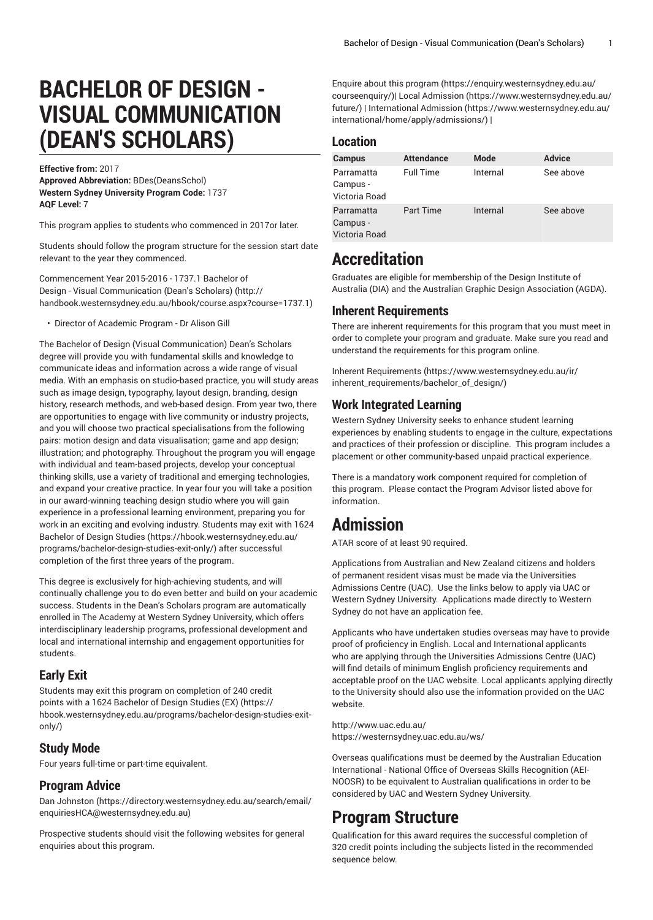# BACHELOR OF DESIGN - VISUAL COMMUNICATION (DEAN'S SCHOLARS)

**Effective from:** 2017
**Approved Abbreviation:** BDes(DeansSchol)
**Western Sydney University Program Code:** 1737
**AQF Level:** 7

This program applies to students who commenced in 2017or later.

Students should follow the program structure for the session start date relevant to the year they commenced.

Commencement Year 2015-2016 - 1737.1 Bachelor of Design - Visual Communication (Dean's Scholars) (http://handbook.westernsydney.edu.au/hbook/course.aspx?course=1737.1)

- Director of Academic Program - Dr Alison Gill

The Bachelor of Design (Visual Communication) Dean's Scholars degree will provide you with fundamental skills and knowledge to communicate ideas and information across a wide range of visual media. With an emphasis on studio-based practice, you will study areas such as image design, typography, layout design, branding, design history, research methods, and web-based design. From year two, there are opportunities to engage with live community or industry projects, and you will choose two practical specialisations from the following pairs: motion design and data visualisation; game and app design; illustration; and photography. Throughout the program you will engage with individual and team-based projects, develop your conceptual thinking skills, use a variety of traditional and emerging technologies, and expand your creative practice. In year four you will take a position in our award-winning teaching design studio where you will gain experience in a professional learning environment, preparing you for work in an exciting and evolving industry. Students may exit with 1624 Bachelor of Design Studies (https://hbook.westernsydney.edu.au/programs/bachelor-design-studies-exit-only/) after successful completion of the first three years of the program.

This degree is exclusively for high-achieving students, and will continually challenge you to do even better and build on your academic success. Students in the Dean's Scholars program are automatically enrolled in The Academy at Western Sydney University, which offers interdisciplinary leadership programs, professional development and local and international internship and engagement opportunities for students.

## Early Exit

Students may exit this program on completion of 240 credit points with a 1624 Bachelor of Design Studies (EX) (https://hbook.westernsydney.edu.au/programs/bachelor-design-studies-exit-only/)

## Study Mode

Four years full-time or part-time equivalent.

## Program Advice

Dan Johnston (https://directory.westernsydney.edu.au/search/email/enquiriesHCA@westernsydney.edu.au)

Prospective students should visit the following websites for general enquiries about this program.

Enquire about this program (https://enquiry.westernsydney.edu.au/courseenquiry/)| Local Admission (https://www.westernsydney.edu.au/future/) | International Admission (https://www.westernsydney.edu.au/international/home/apply/admissions/) |

## Location

| Campus | Attendance | Mode | Advice |
|---|---|---|---|
| Parramatta Campus - Victoria Road | Full Time | Internal | See above |
| Parramatta Campus - Victoria Road | Part Time | Internal | See above |

# Accreditation

Graduates are eligible for membership of the Design Institute of Australia (DIA) and the Australian Graphic Design Association (AGDA).

## Inherent Requirements

There are inherent requirements for this program that you must meet in order to complete your program and graduate. Make sure you read and understand the requirements for this program online.

Inherent Requirements (https://www.westernsydney.edu.au/ir/inherent_requirements/bachelor_of_design/)

## Work Integrated Learning

Western Sydney University seeks to enhance student learning experiences by enabling students to engage in the culture, expectations and practices of their profession or discipline. This program includes a placement or other community-based unpaid practical experience.

There is a mandatory work component required for completion of this program. Please contact the Program Advisor listed above for information.

# Admission

ATAR score of at least 90 required.

Applications from Australian and New Zealand citizens and holders of permanent resident visas must be made via the Universities Admissions Centre (UAC). Use the links below to apply via UAC or Western Sydney University. Applications made directly to Western Sydney do not have an application fee.

Applicants who have undertaken studies overseas may have to provide proof of proficiency in English. Local and International applicants who are applying through the Universities Admissions Centre (UAC) will find details of minimum English proficiency requirements and acceptable proof on the UAC website. Local applicants applying directly to the University should also use the information provided on the UAC website.

http://www.uac.edu.au/
https://westernsydney.uac.edu.au/ws/

Overseas qualifications must be deemed by the Australian Education International - National Office of Overseas Skills Recognition (AEI-NOOSR) to be equivalent to Australian qualifications in order to be considered by UAC and Western Sydney University.

# Program Structure

Qualification for this award requires the successful completion of 320 credit points including the subjects listed in the recommended sequence below.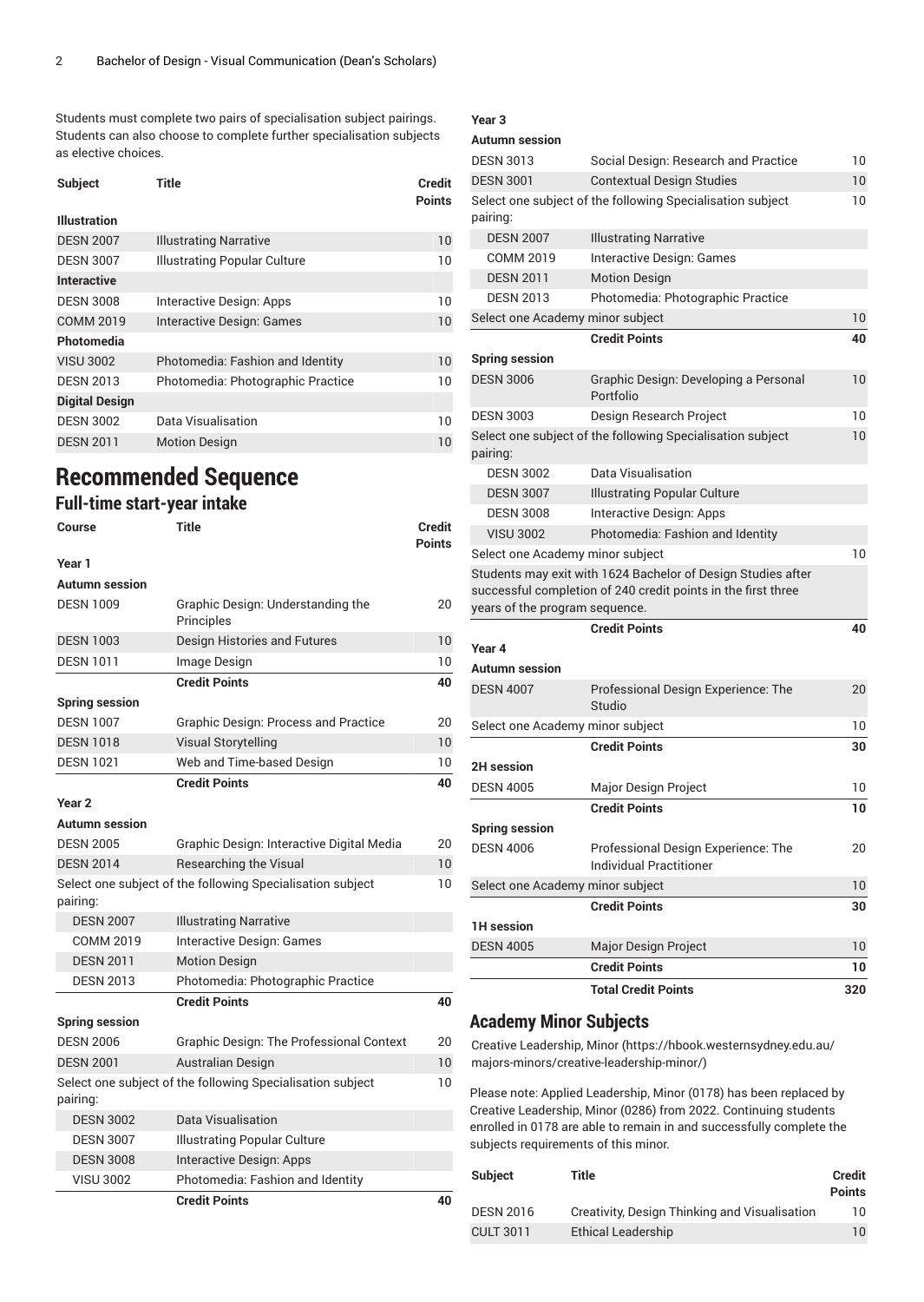Students must complete two pairs of specialisation subject pairings. Students can also choose to complete further specialisation subjects as elective choices.

| Subject | Title | Credit Points |
|---|---|---|
| **Illustration** | | |
| DESN 2007 | Illustrating Narrative | 10 |
| DESN 3007 | Illustrating Popular Culture | 10 |
| **Interactive** | | |
| DESN 3008 | Interactive Design: Apps | 10 |
| COMM 2019 | Interactive Design: Games | 10 |
| **Photomedia** | | |
| VISU 3002 | Photomedia: Fashion and Identity | 10 |
| DESN 2013 | Photomedia: Photographic Practice | 10 |
| **Digital Design** | | |
| DESN 3002 | Data Visualisation | 10 |
| DESN 2011 | Motion Design | 10 |

# Recommended Sequence

## Full-time start-year intake

| Course | Title | Credit Points |
|---|---|---|
| **Year 1** | | |
| **Autumn session** | | |
| DESN 1009 | Graphic Design: Understanding the Principles | 20 |
| DESN 1003 | Design Histories and Futures | 10 |
| DESN 1011 | Image Design | 10 |
| | **Credit Points** | **40** |
| **Spring session** | | |
| DESN 1007 | Graphic Design: Process and Practice | 20 |
| DESN 1018 | Visual Storytelling | 10 |
| DESN 1021 | Web and Time-based Design | 10 |
| | **Credit Points** | **40** |
| **Year 2** | | |
| **Autumn session** | | |
| DESN 2005 | Graphic Design: Interactive Digital Media | 20 |
| DESN 2014 | Researching the Visual | 10 |
| Select one subject of the following Specialisation subject pairing: | | 10 |
| DESN 2007 | Illustrating Narrative | |
| COMM 2019 | Interactive Design: Games | |
| DESN 2011 | Motion Design | |
| DESN 2013 | Photomedia: Photographic Practice | |
| | **Credit Points** | **40** |
| **Spring session** | | |
| DESN 2006 | Graphic Design: The Professional Context | 20 |
| DESN 2001 | Australian Design | 10 |
| Select one subject of the following Specialisation subject pairing: | | 10 |
| DESN 3002 | Data Visualisation | |
| DESN 3007 | Illustrating Popular Culture | |
| DESN 3008 | Interactive Design: Apps | |
| VISU 3002 | Photomedia: Fashion and Identity | |
| | **Credit Points** | **40** |
| **Year 3** | | |
| **Autumn session** | | |
| DESN 3013 | Social Design: Research and Practice | 10 |
| DESN 3001 | Contextual Design Studies | 10 |
| Select one subject of the following Specialisation subject pairing: | | 10 |
| DESN 2007 | Illustrating Narrative | |
| COMM 2019 | Interactive Design: Games | |
| DESN 2011 | Motion Design | |
| DESN 2013 | Photomedia: Photographic Practice | |
| Select one Academy minor subject | | 10 |
| | **Credit Points** | **40** |
| **Spring session** | | |
| DESN 3006 | Graphic Design: Developing a Personal Portfolio | 10 |
| DESN 3003 | Design Research Project | 10 |
| Select one subject of the following Specialisation subject pairing: | | 10 |
| DESN 3002 | Data Visualisation | |
| DESN 3007 | Illustrating Popular Culture | |
| DESN 3008 | Interactive Design: Apps | |
| VISU 3002 | Photomedia: Fashion and Identity | |
| Select one Academy minor subject | | 10 |
| Students may exit with 1624 Bachelor of Design Studies after successful completion of 240 credit points in the first three years of the program sequence. | | |
| | **Credit Points** | **40** |
| **Year 4** | | |
| **Autumn session** | | |
| DESN 4007 | Professional Design Experience: The Studio | 20 |
| Select one Academy minor subject | | 10 |
| | **Credit Points** | **30** |
| **2H session** | | |
| DESN 4005 | Major Design Project | 10 |
| | **Credit Points** | **10** |
| **Spring session** | | |
| DESN 4006 | Professional Design Experience: The Individual Practitioner | 20 |
| Select one Academy minor subject | | 10 |
| | **Credit Points** | **30** |
| **1H session** | | |
| DESN 4005 | Major Design Project | 10 |
| | **Credit Points** | **10** |
| | **Total Credit Points** | **320** |

## Academy Minor Subjects

Creative Leadership, Minor (https://hbook.westernsydney.edu.au/majors-minors/creative-leadership-minor/)

Please note: Applied Leadership, Minor (0178) has been replaced by Creative Leadership, Minor (0286) from 2022. Continuing students enrolled in 0178 are able to remain in and successfully complete the subjects requirements of this minor.

| Subject | Title | Credit Points |
|---|---|---|
| DESN 2016 | Creativity, Design Thinking and Visualisation | 10 |
| CULT 3011 | Ethical Leadership | 10 |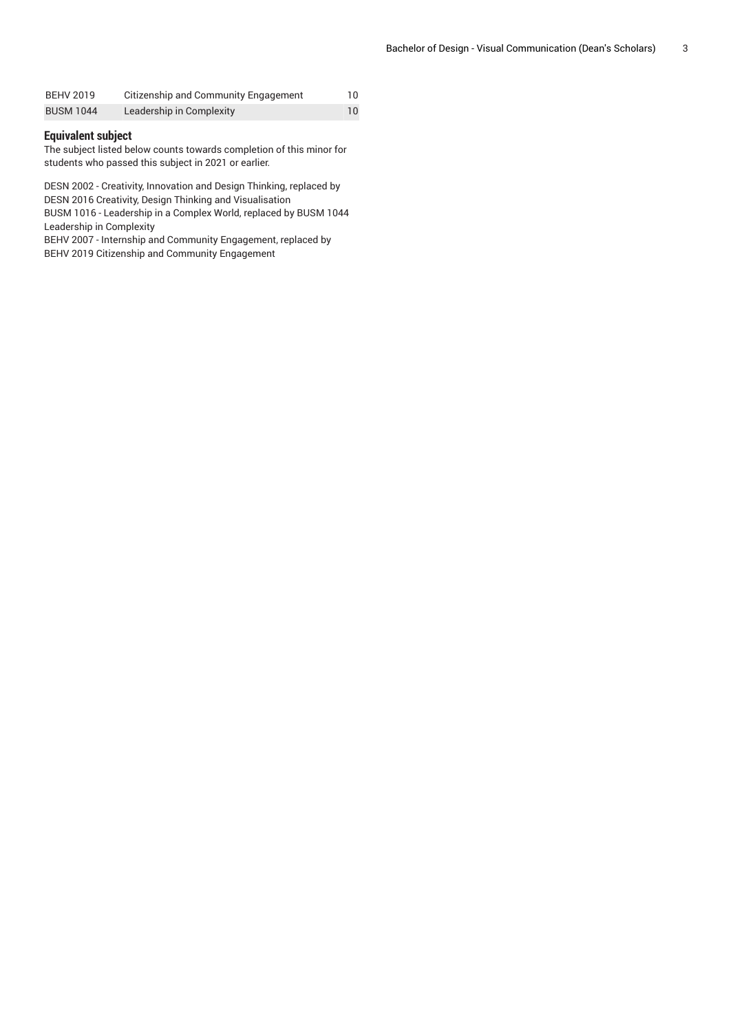| | | |
|---|---|---|
| BEHV 2019 | Citizenship and Community Engagement | 10 |
| BUSM 1044 | Leadership in Complexity | 10 |

### Equivalent subject

The subject listed below counts towards completion of this minor for students who passed this subject in 2021 or earlier.

DESN 2002 - Creativity, Innovation and Design Thinking, replaced by DESN 2016 Creativity, Design Thinking and Visualisation
BUSM 1016 - Leadership in a Complex World, replaced by BUSM 1044 Leadership in Complexity
BEHV 2007 - Internship and Community Engagement, replaced by BEHV 2019 Citizenship and Community Engagement